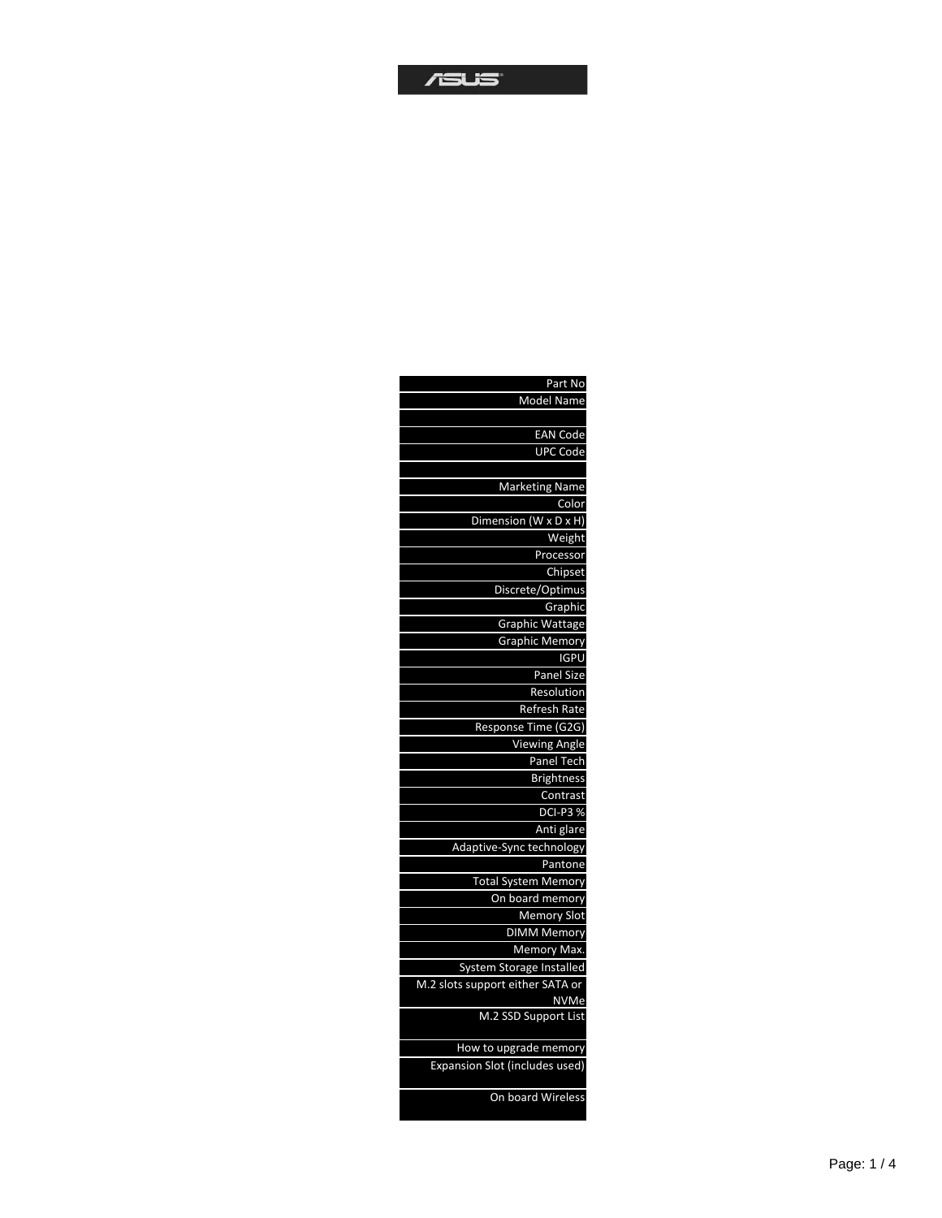| Field | Value |
| --- | --- |
| Part No | |
| Model Name | |
| | |
| EAN Code | |
| UPC Code | |
| | |
| Marketing Name | |
| Color | |
| Dimension (W x D x H) | |
| Weight | |
| Processor | |
| Chipset | |
| Discrete/Optimus | |
| Graphic | |
| Graphic Wattage | |
| Graphic Memory | |
| IGPU | |
| Panel Size | |
| Resolution | |
| Refresh Rate | |
| Response Time (G2G) | |
| Viewing Angle | |
| Panel Tech | |
| Brightness | |
| Contrast | |
| DCI-P3 % | |
| Anti glare | |
| Adaptive-Sync technology | |
| Pantone | |
| Total System Memory | |
| On board memory | |
| Memory Slot | |
| DIMM Memory | |
| Memory Max. | |
| System Storage Installed | |
| M.2 slots support either SATA or NVMe | |
| M.2 SSD Support List | |
| How to upgrade memory | |
| Expansion Slot (includes used) | |
| On board Wireless | |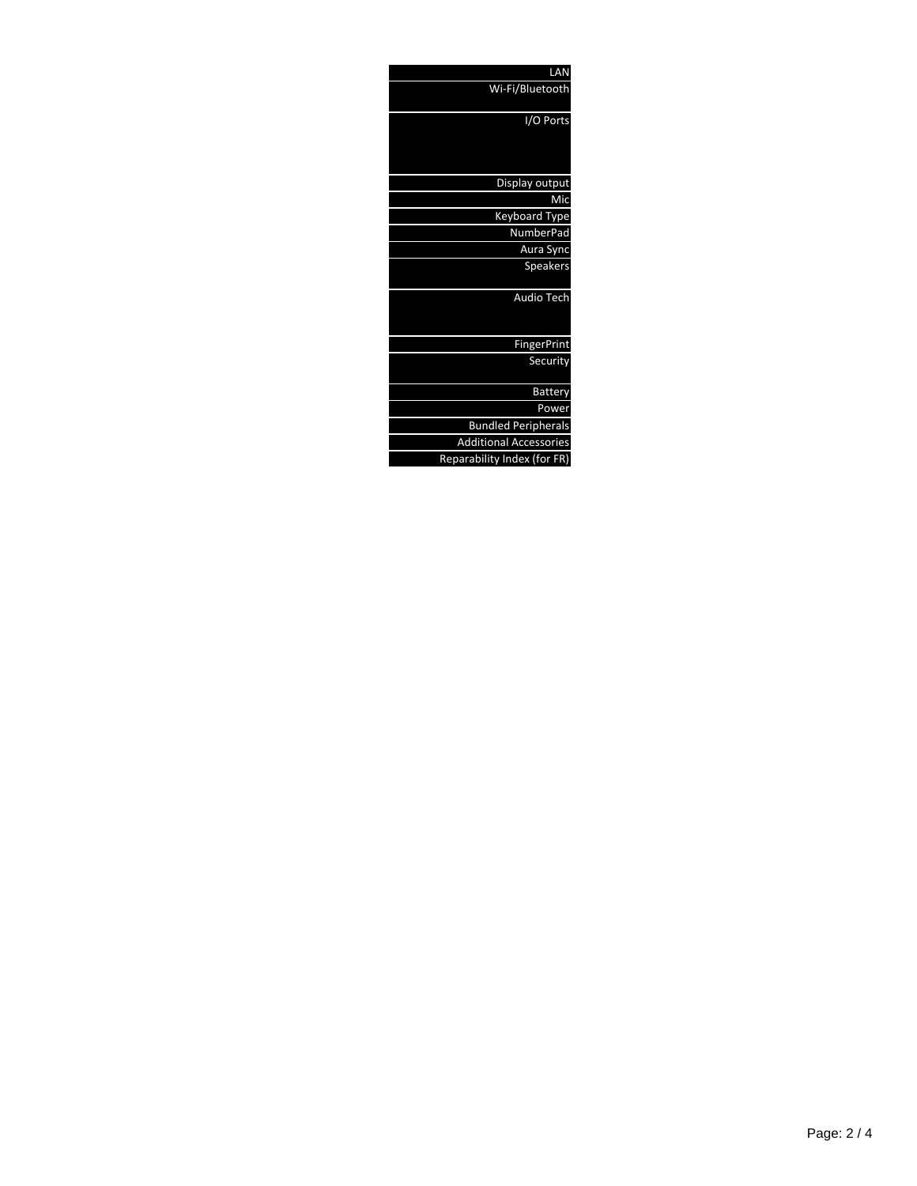| |
|---|
| LAN |
| Wi-Fi/Bluetooth |
| I/O Ports |
| Display output |
| Mic |
| Keyboard Type |
| NumberPad |
| Aura Sync |
| Speakers |
| Audio Tech |
| FingerPrint |
| Security |
| Battery |
| Power |
| Bundled Peripherals |
| Additional Accessories |
| Reparability Index (for FR) |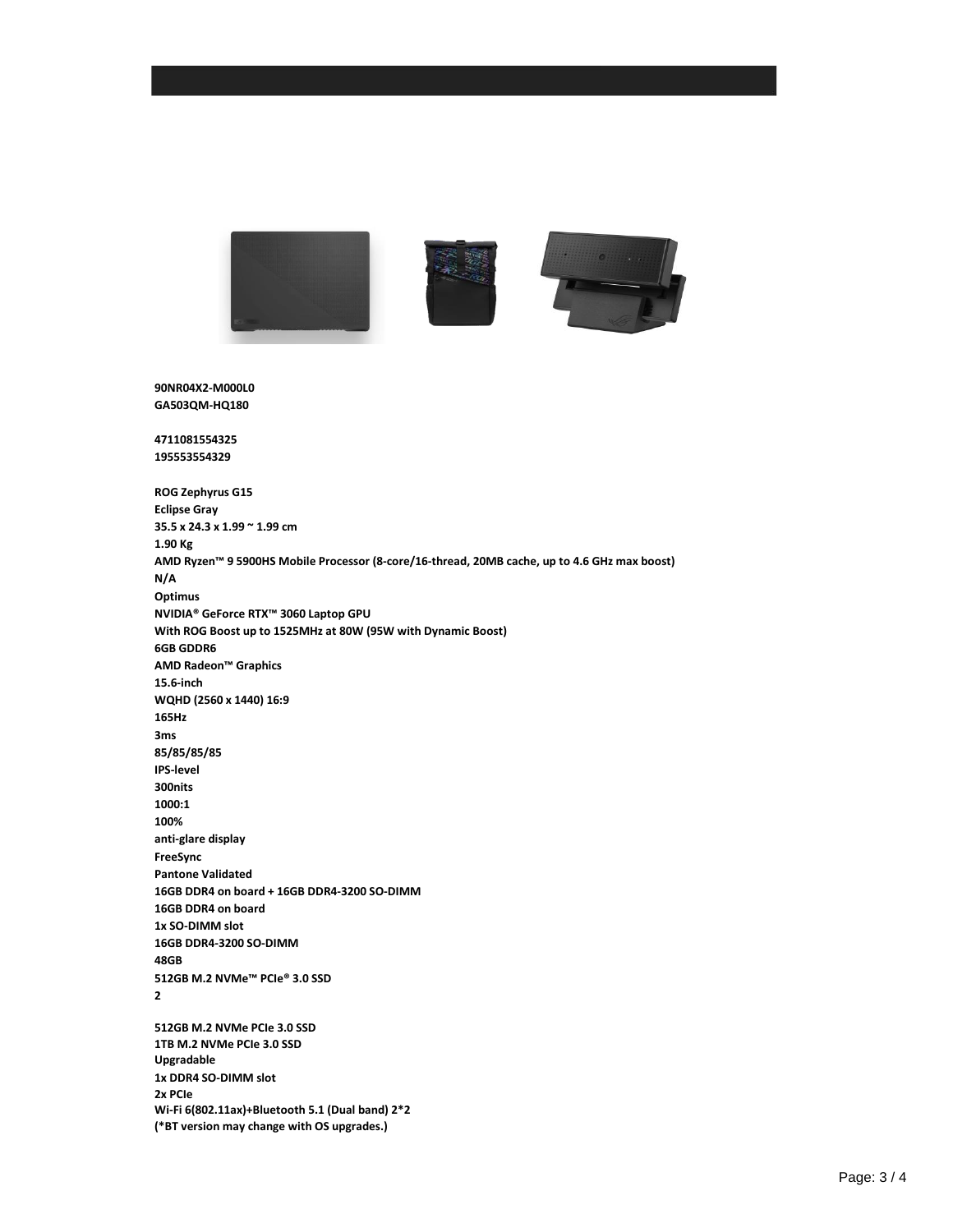**90NR04X2-M000L0**
**GA503QM-HQ180**

**4711081554325**
**195553554329**

**ROG Zephyrus G15**
**Eclipse Gray**
**35.5 x 24.3 x 1.99 ~ 1.99 cm**
**1.90 Kg**
**AMD Ryzen™ 9 5900HS Mobile Processor (8-core/16-thread, 20MB cache, up to 4.6 GHz max boost)**
**N/A**
**Optimus**
**NVIDIA® GeForce RTX™ 3060 Laptop GPU**
**With ROG Boost up to 1525MHz at 80W (95W with Dynamic Boost)**
**6GB GDDR6**
**AMD Radeon™ Graphics**
**15.6-inch**
**WQHD (2560 x 1440) 16:9**
**165Hz**
**3ms**
**85/85/85/85**
**IPS-level**
**300nits**
**1000:1**
**100%**
**anti-glare display**
**FreeSync**
**Pantone Validated**
**16GB DDR4 on board + 16GB DDR4-3200 SO-DIMM**
**16GB DDR4 on board**
**1x SO-DIMM slot**
**16GB DDR4-3200 SO-DIMM**
**48GB**
**512GB M.2 NVMe™ PCIe® 3.0 SSD**
**2**

**512GB M.2 NVMe PCIe 3.0 SSD**
**1TB M.2 NVMe PCIe 3.0 SSD**
**Upgradable**
**1x DDR4 SO-DIMM slot**
**2x PCIe**
**Wi-Fi 6(802.11ax)+Bluetooth 5.1 (Dual band) 2*2**
**(*BT version may change with OS upgrades.)**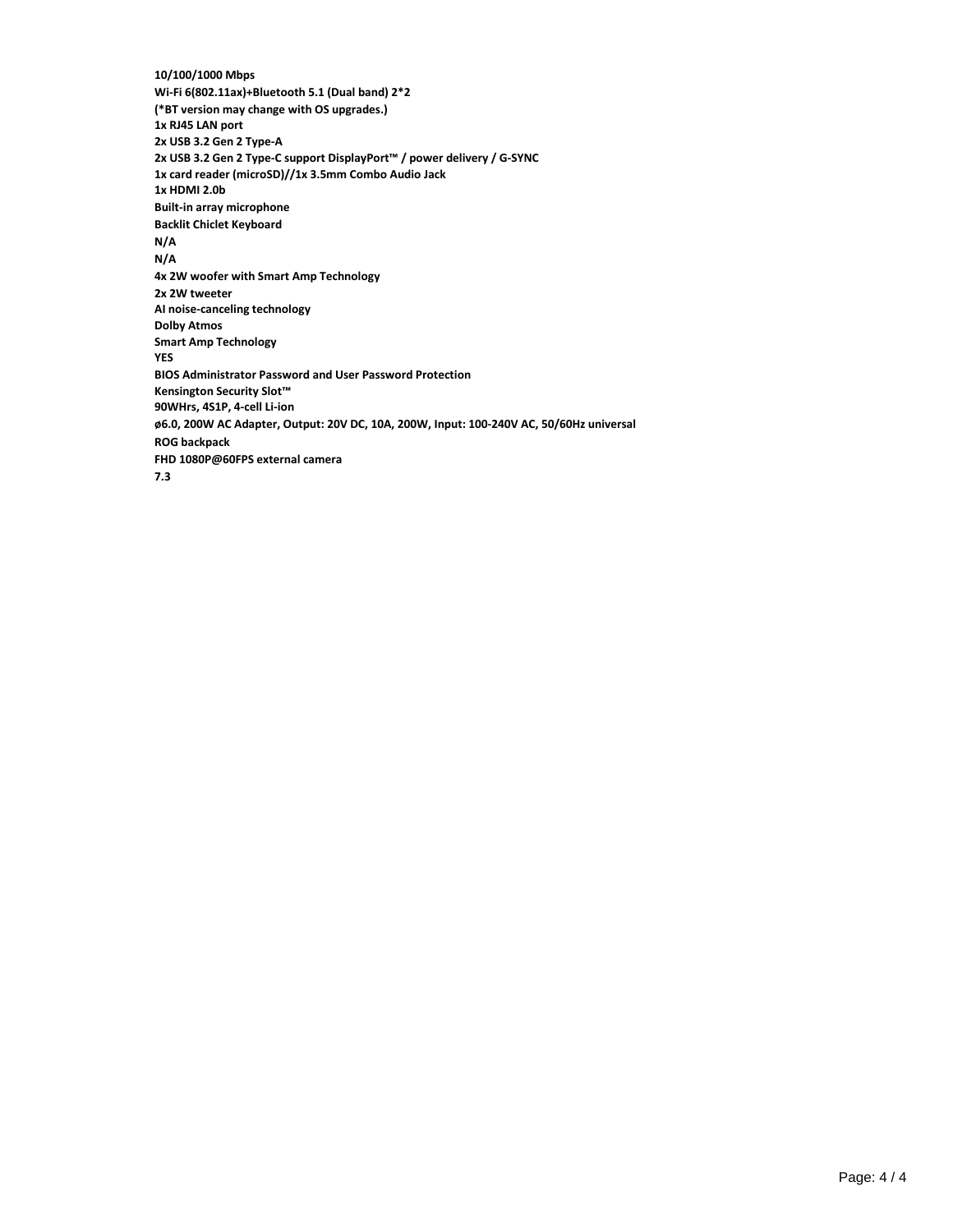**10/100/1000 Mbps**
**Wi-Fi 6(802.11ax)+Bluetooth 5.1 (Dual band) 2*2**
**(*BT version may change with OS upgrades.)**
**1x RJ45 LAN port**
**2x USB 3.2 Gen 2 Type-A**
**2x USB 3.2 Gen 2 Type-C support DisplayPort™ / power delivery / G-SYNC**
**1x card reader (microSD)//1x 3.5mm Combo Audio Jack**
**1x HDMI 2.0b**
**Built-in array microphone**
**Backlit Chiclet Keyboard**
**N/A**
**N/A**
**4x 2W woofer with Smart Amp Technology**
**2x 2W tweeter**
**AI noise-canceling technology**
**Dolby Atmos**
**Smart Amp Technology**
**YES**
**BIOS Administrator Password and User Password Protection**
**Kensington Security Slot™**
**90WHrs, 4S1P, 4-cell Li-ion**
**ø6.0, 200W AC Adapter, Output: 20V DC, 10A, 200W, Input: 100-240V AC, 50/60Hz universal**
**ROG backpack**
**FHD 1080P@60FPS external camera**
**7.3**